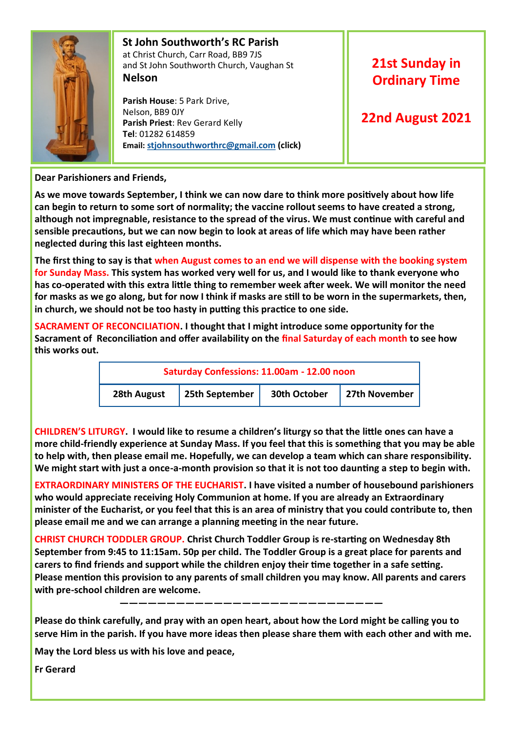**St John Southworth's RC Parish**
at Christ Church, Carr Road, BB9 7JS
and St John Southworth Church, Vaughan St
**Nelson**

**Parish House**: 5 Park Drive,
Nelson, BB9 0JY
**Parish Priest**: Rev Gerard Kelly
**Tel**: 01282 614859
**Email: stjohnsouthworthrc@gmail.com (click)**

## 21st Sunday in Ordinary Time

## 22nd August 2021

**Dear Parishioners and Friends,**

**As we move towards September, I think we can now dare to think more positively about how life can begin to return to some sort of normality; the vaccine rollout seems to have created a strong, although not impregnable, resistance to the spread of the virus. We must continue with careful and sensible precautions, but we can now begin to look at areas of life which may have been rather neglected during this last eighteen months.**

**The first thing to say is that when August comes to an end we will dispense with the booking system for Sunday Mass. This system has worked very well for us, and I would like to thank everyone who has co-operated with this extra little thing to remember week after week. We will monitor the need for masks as we go along, but for now I think if masks are still to be worn in the supermarkets, then, in church, we should not be too hasty in putting this practice to one side.**

**SACRAMENT OF RECONCILIATION. I thought that I might introduce some opportunity for the Sacrament of Reconciliation and offer availability on the final Saturday of each month to see how this works out.**

| Saturday Confessions: 11.00am - 12.00 noon | | | |
|---|---|---|---|
| 28th August | 25th September | 30th October | 27th November |

**CHILDREN'S LITURGY. I would like to resume a children's liturgy so that the little ones can have a more child-friendly experience at Sunday Mass. If you feel that this is something that you may be able to help with, then please email me. Hopefully, we can develop a team which can share responsibility. We might start with just a once-a-month provision so that it is not too daunting a step to begin with.**

**EXTRAORDINARY MINISTERS OF THE EUCHARIST. I have visited a number of housebound parishioners who would appreciate receiving Holy Communion at home. If you are already an Extraordinary minister of the Eucharist, or you feel that this is an area of ministry that you could contribute to, then please email me and we can arrange a planning meeting in the near future.**

**CHRIST CHURCH TODDLER GROUP. Christ Church Toddler Group is re-starting on Wednesday 8th September from 9:45 to 11:15am. 50p per child. The Toddler Group is a great place for parents and carers to find friends and support while the children enjoy their time together in a safe setting. Please mention this provision to any parents of small children you may know. All parents and carers with pre-school children are welcome.**

---

**Please do think carefully, and pray with an open heart, about how the Lord might be calling you to serve Him in the parish. If you have more ideas then please share them with each other and with me.**

**May the Lord bless us with his love and peace,**

**Fr Gerard**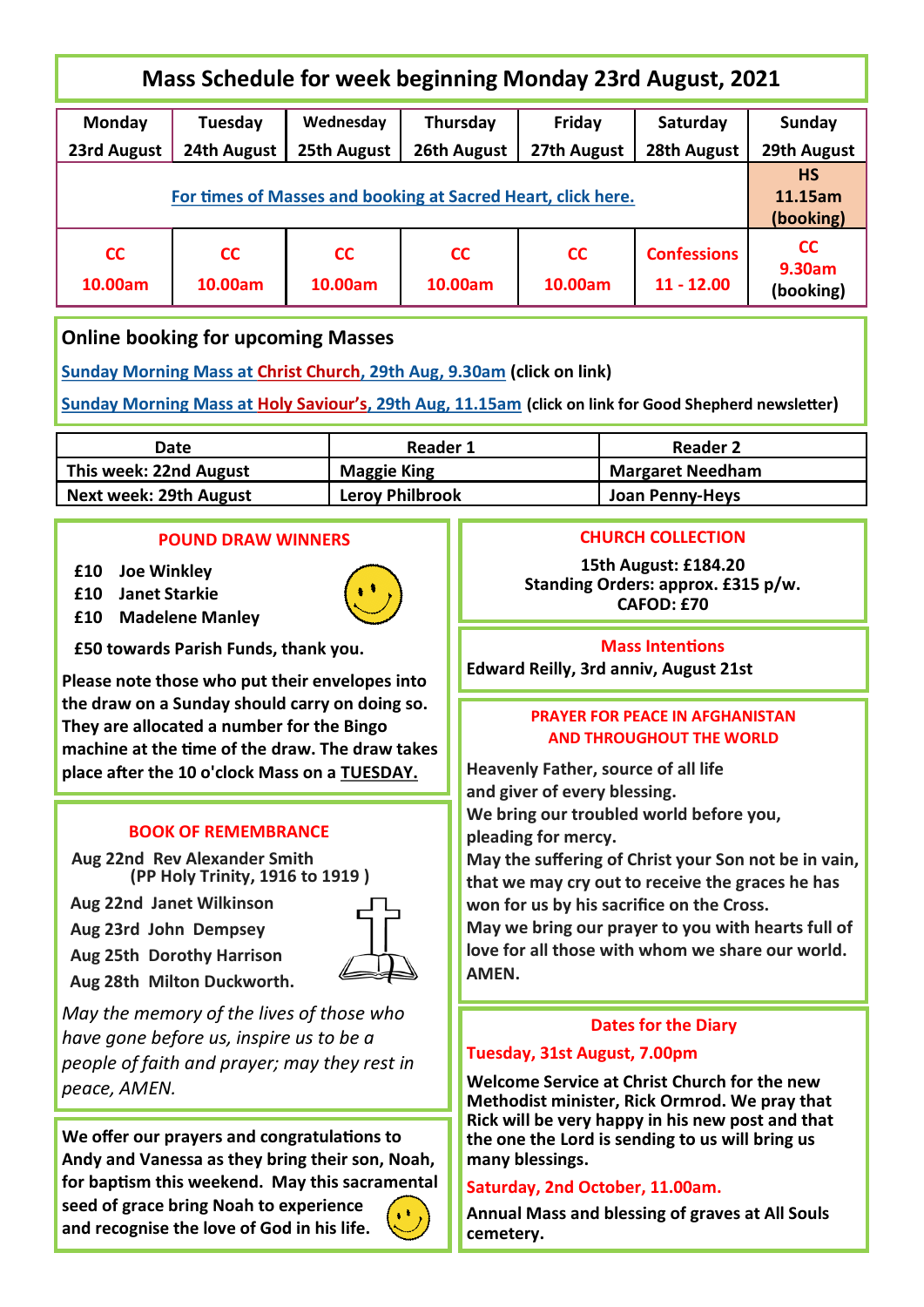## Mass Schedule for week beginning Monday 23rd August, 2021

| Monday 23rd August | Tuesday 24th August | Wednesday 25th August | Thursday 26th August | Friday 27th August | Saturday 28th August | Sunday 29th August |
|---|---|---|---|---|---|---|
| For times of Masses and booking at Sacred Heart, click here. | | | | | | HS 11.15am (booking) |
| CC 10.00am | CC 10.00am | CC 10.00am | CC 10.00am | CC 10.00am | Confessions 11 - 12.00 | CC 9.30am (booking) |

### Online booking for upcoming Masses

Sunday Morning Mass at Christ Church, 29th Aug, 9.30am (click on link)

Sunday Morning Mass at Holy Saviour's, 29th Aug, 11.15am (click on link for Good Shepherd newsletter)

| Date | Reader 1 | Reader 2 |
|---|---|---|
| This week: 22nd August | Maggie King | Margaret Needham |
| Next week: 29th August | Leroy Philbrook | Joan Penny-Heys |

### POUND DRAW WINNERS

£10 Joe Winkley
£10 Janet Starkie
£10 Madelene Manley

£50 towards Parish Funds, thank you.

Please note those who put their envelopes into the draw on a Sunday should carry on doing so. They are allocated a number for the Bingo machine at the time of the draw. The draw takes place after the 10 o'clock Mass on a TUESDAY.

### BOOK OF REMEMBRANCE

Aug 22nd Rev Alexander Smith (PP Holy Trinity, 1916 to 1919 )
Aug 22nd Janet Wilkinson
Aug 23rd John Dempsey
Aug 25th Dorothy Harrison
Aug 28th Milton Duckworth.

*May the memory of the lives of those who have gone before us, inspire us to be a people of faith and prayer; may they rest in peace, AMEN.*

We offer our prayers and congratulations to Andy and Vanessa as they bring their son, Noah, for baptism this weekend. May this sacramental seed of grace bring Noah to experience and recognise the love of God in his life.

### CHURCH COLLECTION

15th August: £184.20
Standing Orders: approx. £315 p/w.
CAFOD: £70

### Mass Intentions

Edward Reilly, 3rd anniv, August 21st

### PRAYER FOR PEACE IN AFGHANISTAN AND THROUGHOUT THE WORLD

Heavenly Father, source of all life and giver of every blessing.
We bring our troubled world before you, pleading for mercy.
May the suffering of Christ your Son not be in vain, that we may cry out to receive the graces he has won for us by his sacrifice on the Cross.
May we bring our prayer to you with hearts full of love for all those with whom we share our world.
AMEN.

### Dates for the Diary

**Tuesday, 31st August, 7.00pm**

Welcome Service at Christ Church for the new Methodist minister, Rick Ormrod. We pray that Rick will be very happy in his new post and that the one the Lord is sending to us will bring us many blessings.

**Saturday, 2nd October, 11.00am.**

Annual Mass and blessing of graves at All Souls cemetery.